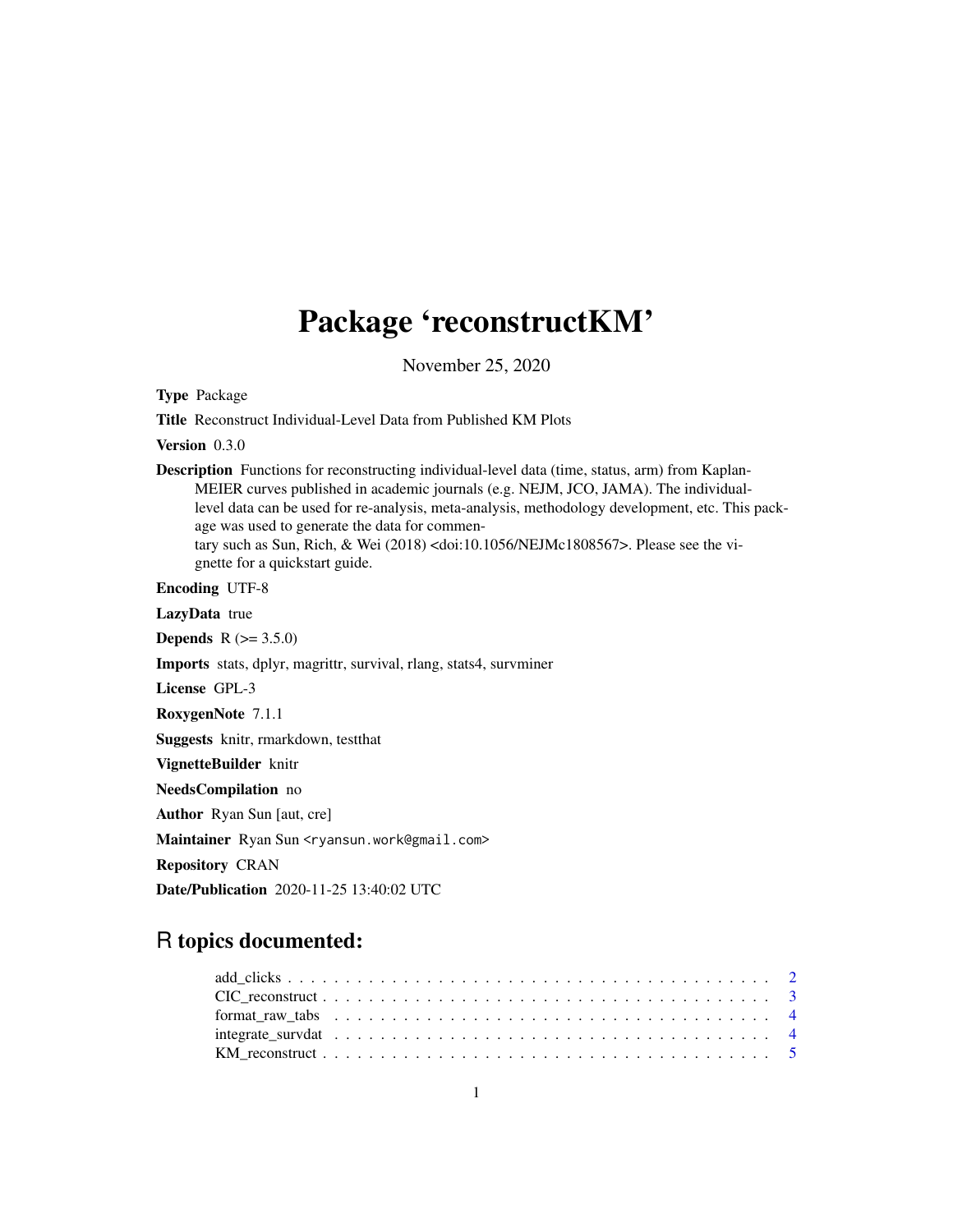# Package 'reconstructKM'

November 25, 2020

**Type** Package

**Title** Reconstruct Individual-Level Data from Published KM Plots

**Version** 0.3.0

**Description** Functions for reconstructing individual-level data (time, status, arm) from Kaplan-MEIER curves published in academic journals (e.g. NEJM, JCO, JAMA). The individual-level data can be used for re-analysis, meta-analysis, methodology development, etc. This package was used to generate the data for commentary such as Sun, Rich, & Wei (2018) <doi:10.1056/NEJMc1808567>. Please see the vignette for a quickstart guide.

**Encoding** UTF-8

**LazyData** true

**Depends** R (>= 3.5.0)

**Imports** stats, dplyr, magrittr, survival, rlang, stats4, survminer

**License** GPL-3

**RoxygenNote** 7.1.1

**Suggests** knitr, rmarkdown, testthat

**VignetteBuilder** knitr

**NeedsCompilation** no

**Author** Ryan Sun [aut, cre]

**Maintainer** Ryan Sun <ryansun.work@gmail.com>

**Repository** CRAN

**Date/Publication** 2020-11-25 13:40:02 UTC

## R topics documented:

- add_clicks . . . . . . . . . . . . . . . . . . . . . . . . . . . . . . . . . . . . . . . . 2
- CIC_reconstruct . . . . . . . . . . . . . . . . . . . . . . . . . . . . . . . . . . . . . 3
- format_raw_tabs . . . . . . . . . . . . . . . . . . . . . . . . . . . . . . . . . . . . . 4
- integrate_survdat . . . . . . . . . . . . . . . . . . . . . . . . . . . . . . . . . . . . . 4
- KM_reconstruct . . . . . . . . . . . . . . . . . . . . . . . . . . . . . . . . . . . . . . 5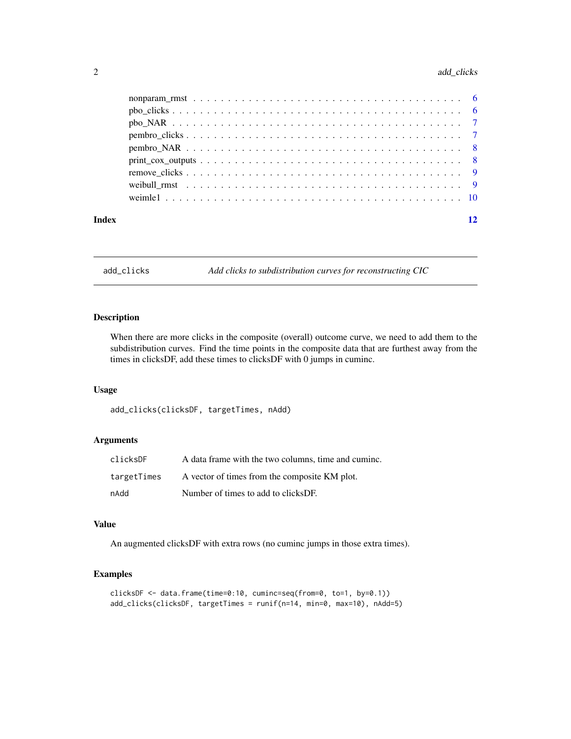nonparam_rmst . . . . . . . . . . . . . . . . . . . . . . . . . . . . . . . . . . . 6
pbo_clicks . . . . . . . . . . . . . . . . . . . . . . . . . . . . . . . . . . . . . 6
pbo_NAR . . . . . . . . . . . . . . . . . . . . . . . . . . . . . . . . . . . . . . 7
pembro_clicks . . . . . . . . . . . . . . . . . . . . . . . . . . . . . . . . . . . 7
pembro_NAR . . . . . . . . . . . . . . . . . . . . . . . . . . . . . . . . . . . . 8
print_cox_outputs . . . . . . . . . . . . . . . . . . . . . . . . . . . . . . . . . 8
remove_clicks . . . . . . . . . . . . . . . . . . . . . . . . . . . . . . . . . . . 9
weibull_rmst . . . . . . . . . . . . . . . . . . . . . . . . . . . . . . . . . . . . 9
weimle1 . . . . . . . . . . . . . . . . . . . . . . . . . . . . . . . . . . . . . . 10

**Index** 12

---

## add_clicks — *Add clicks to subdistribution curves for reconstructing CIC*

### Description

When there are more clicks in the composite (overall) outcome curve, we need to add them to the subdistribution curves. Find the time points in the composite data that are furthest away from the times in clicksDF, add these times to clicksDF with 0 jumps in cuminc.

### Usage

```
add_clicks(clicksDF, targetTimes, nAdd)
```

### Arguments

| | |
|---|---|
| clicksDF | A data frame with the two columns, time and cuminc. |
| targetTimes | A vector of times from the composite KM plot. |
| nAdd | Number of times to add to clicksDF. |

### Value

An augmented clicksDF with extra rows (no cuminc jumps in those extra times).

### Examples

```
clicksDF <- data.frame(time=0:10, cuminc=seq(from=0, to=1, by=0.1))
add_clicks(clicksDF, targetTimes = runif(n=14, min=0, max=10), nAdd=5)
```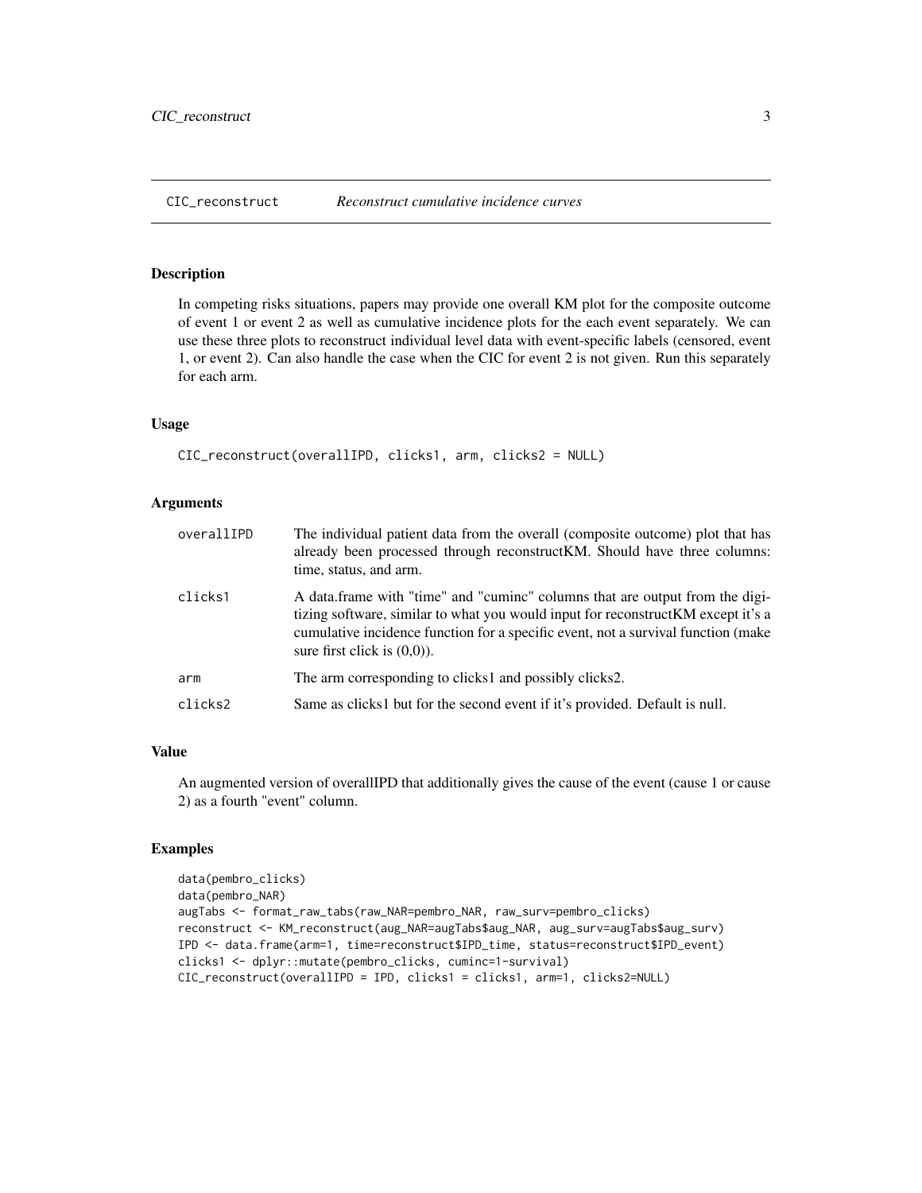## CIC_reconstruct *Reconstruct cumulative incidence curves*

### Description

In competing risks situations, papers may provide one overall KM plot for the composite outcome of event 1 or event 2 as well as cumulative incidence plots for the each event separately. We can use these three plots to reconstruct individual level data with event-specific labels (censored, event 1, or event 2). Can also handle the case when the CIC for event 2 is not given. Run this separately for each arm.

### Usage

```
CIC_reconstruct(overallIPD, clicks1, arm, clicks2 = NULL)
```

### Arguments

| | |
|---|---|
| overallIPD | The individual patient data from the overall (composite outcome) plot that has already been processed through reconstructKM. Should have three columns: time, status, and arm. |
| clicks1 | A data.frame with "time" and "cuminc" columns that are output from the digitizing software, similar to what you would input for reconstructKM except it's a cumulative incidence function for a specific event, not a survival function (make sure first click is (0,0)). |
| arm | The arm corresponding to clicks1 and possibly clicks2. |
| clicks2 | Same as clicks1 but for the second event if it's provided. Default is null. |

### Value

An augmented version of overallIPD that additionally gives the cause of the event (cause 1 or cause 2) as a fourth "event" column.

### Examples

```
data(pembro_clicks)
data(pembro_NAR)
augTabs <- format_raw_tabs(raw_NAR=pembro_NAR, raw_surv=pembro_clicks)
reconstruct <- KM_reconstruct(aug_NAR=augTabs$aug_NAR, aug_surv=augTabs$aug_surv)
IPD <- data.frame(arm=1, time=reconstruct$IPD_time, status=reconstruct$IPD_event)
clicks1 <- dplyr::mutate(pembro_clicks, cuminc=1-survival)
CIC_reconstruct(overallIPD = IPD, clicks1 = clicks1, arm=1, clicks2=NULL)
```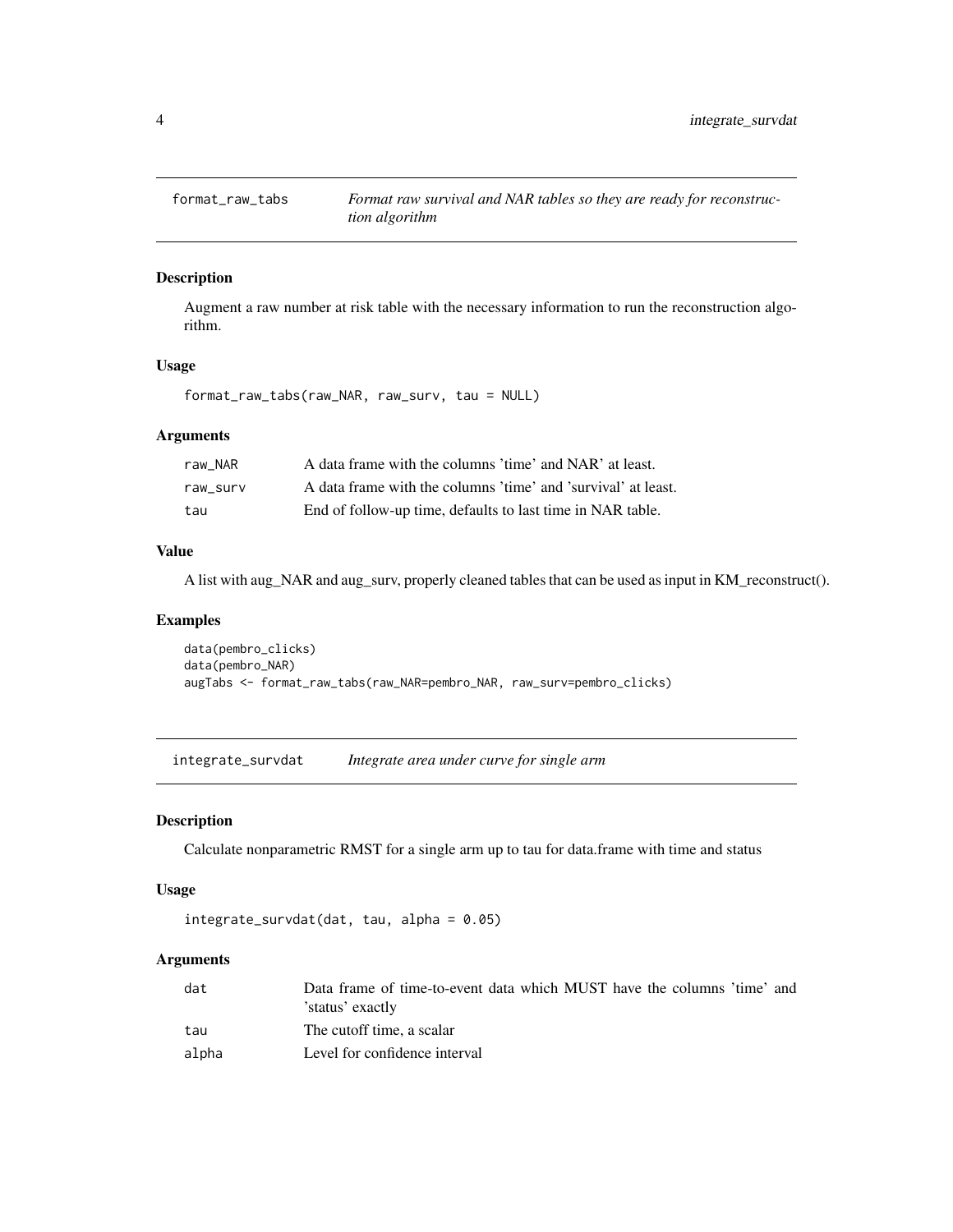## format_raw_tabs *Format raw survival and NAR tables so they are ready for reconstruction algorithm*

### Description

Augment a raw number at risk table with the necessary information to run the reconstruction algorithm.

### Usage

```
format_raw_tabs(raw_NAR, raw_surv, tau = NULL)
```

### Arguments

| | |
|---|---|
| raw_NAR | A data frame with the columns 'time' and NAR' at least. |
| raw_surv | A data frame with the columns 'time' and 'survival' at least. |
| tau | End of follow-up time, defaults to last time in NAR table. |

### Value

A list with aug_NAR and aug_surv, properly cleaned tables that can be used as input in KM_reconstruct().

### Examples

```
data(pembro_clicks)
data(pembro_NAR)
augTabs <- format_raw_tabs(raw_NAR=pembro_NAR, raw_surv=pembro_clicks)
```

## integrate_survdat *Integrate area under curve for single arm*

### Description

Calculate nonparametric RMST for a single arm up to tau for data.frame with time and status

### Usage

```
integrate_survdat(dat, tau, alpha = 0.05)
```

### Arguments

| | |
|---|---|
| dat | Data frame of time-to-event data which MUST have the columns 'time' and 'status' exactly |
| tau | The cutoff time, a scalar |
| alpha | Level for confidence interval |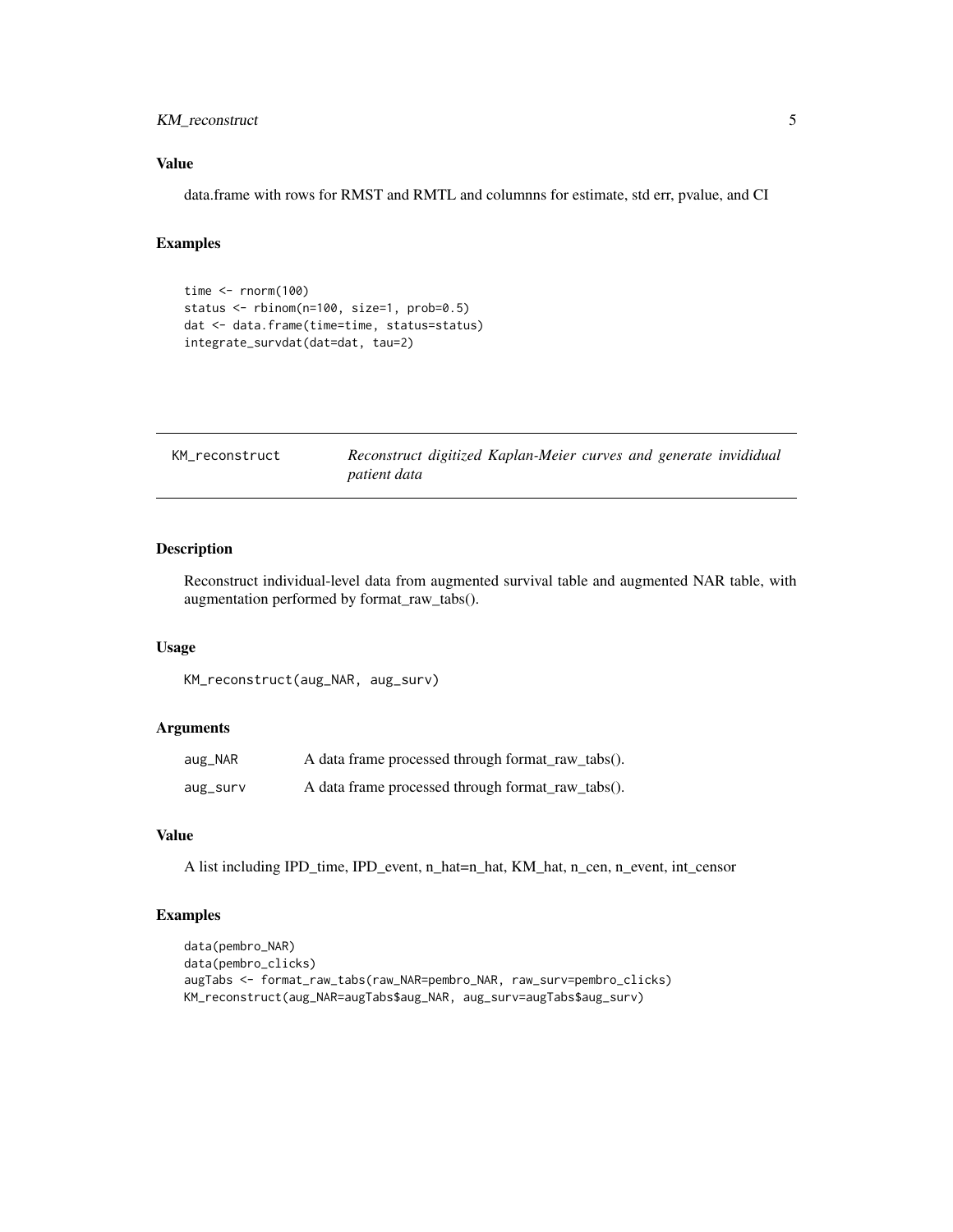### Value

data.frame with rows for RMST and RMTL and columnns for estimate, std err, pvalue, and CI

### Examples

```
time <- rnorm(100)
status <- rbinom(n=100, size=1, prob=0.5)
dat <- data.frame(time=time, status=status)
integrate_survdat(dat=dat, tau=2)
```

---

## KM_reconstruct — *Reconstruct digitized Kaplan-Meier curves and generate invididual patient data*

---

### Description

Reconstruct individual-level data from augmented survival table and augmented NAR table, with augmentation performed by format_raw_tabs().

### Usage

```
KM_reconstruct(aug_NAR, aug_surv)
```

### Arguments

| | |
|---|---|
| aug_NAR | A data frame processed through format_raw_tabs(). |
| aug_surv | A data frame processed through format_raw_tabs(). |

### Value

A list including IPD_time, IPD_event, n_hat=n_hat, KM_hat, n_cen, n_event, int_censor

### Examples

```
data(pembro_NAR)
data(pembro_clicks)
augTabs <- format_raw_tabs(raw_NAR=pembro_NAR, raw_surv=pembro_clicks)
KM_reconstruct(aug_NAR=augTabs$aug_NAR, aug_surv=augTabs$aug_surv)
```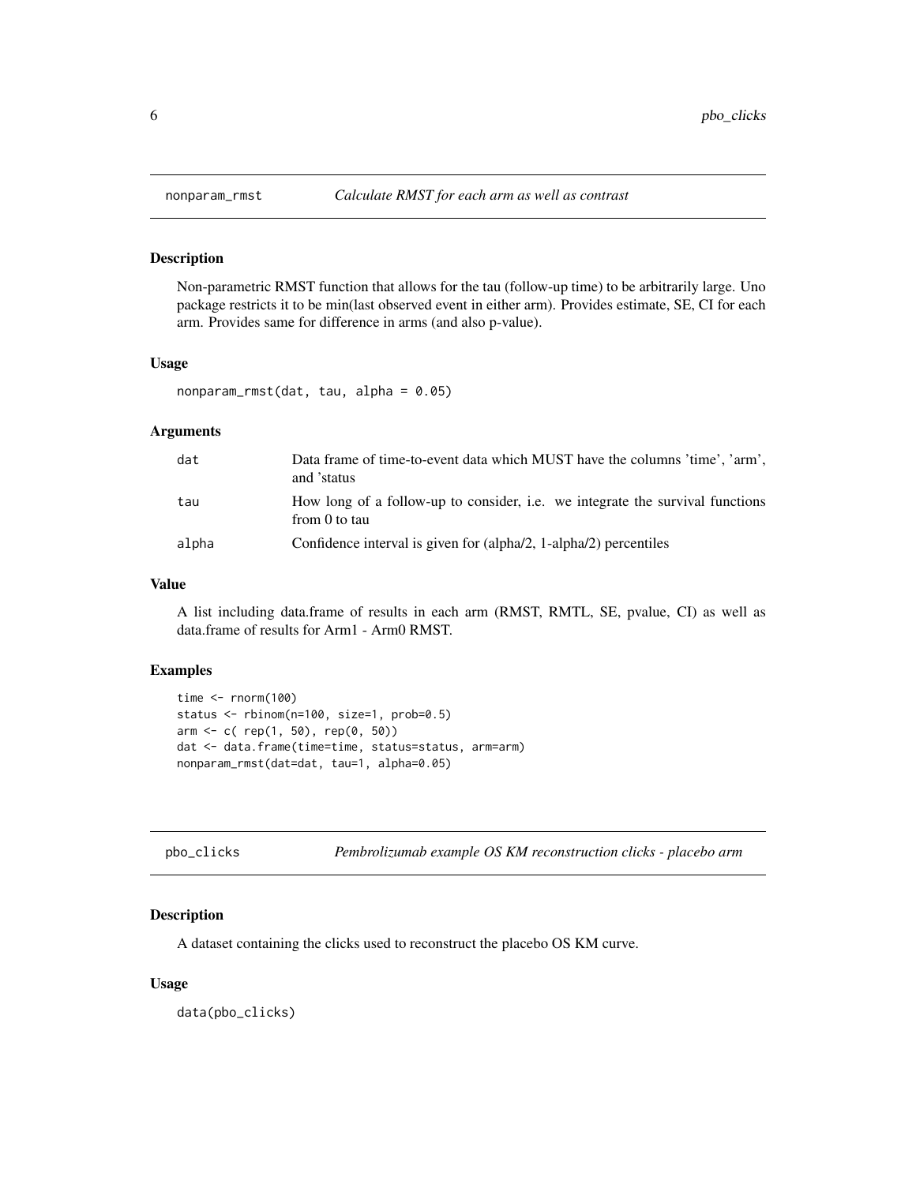## nonparam_rmst — *Calculate RMST for each arm as well as contrast*

### Description

Non-parametric RMST function that allows for the tau (follow-up time) to be arbitrarily large. Uno package restricts it to be min(last observed event in either arm). Provides estimate, SE, CI for each arm. Provides same for difference in arms (and also p-value).

### Usage

```
nonparam_rmst(dat, tau, alpha = 0.05)
```

### Arguments

| | |
|---|---|
| dat | Data frame of time-to-event data which MUST have the columns 'time', 'arm', and 'status |
| tau | How long of a follow-up to consider, i.e. we integrate the survival functions from 0 to tau |
| alpha | Confidence interval is given for (alpha/2, 1-alpha/2) percentiles |

### Value

A list including data.frame of results in each arm (RMST, RMTL, SE, pvalue, CI) as well as data.frame of results for Arm1 - Arm0 RMST.

### Examples

```
time <- rnorm(100)
status <- rbinom(n=100, size=1, prob=0.5)
arm <- c( rep(1, 50), rep(0, 50))
dat <- data.frame(time=time, status=status, arm=arm)
nonparam_rmst(dat=dat, tau=1, alpha=0.05)
```

## pbo_clicks — *Pembrolizumab example OS KM reconstruction clicks - placebo arm*

### Description

A dataset containing the clicks used to reconstruct the placebo OS KM curve.

### Usage

```
data(pbo_clicks)
```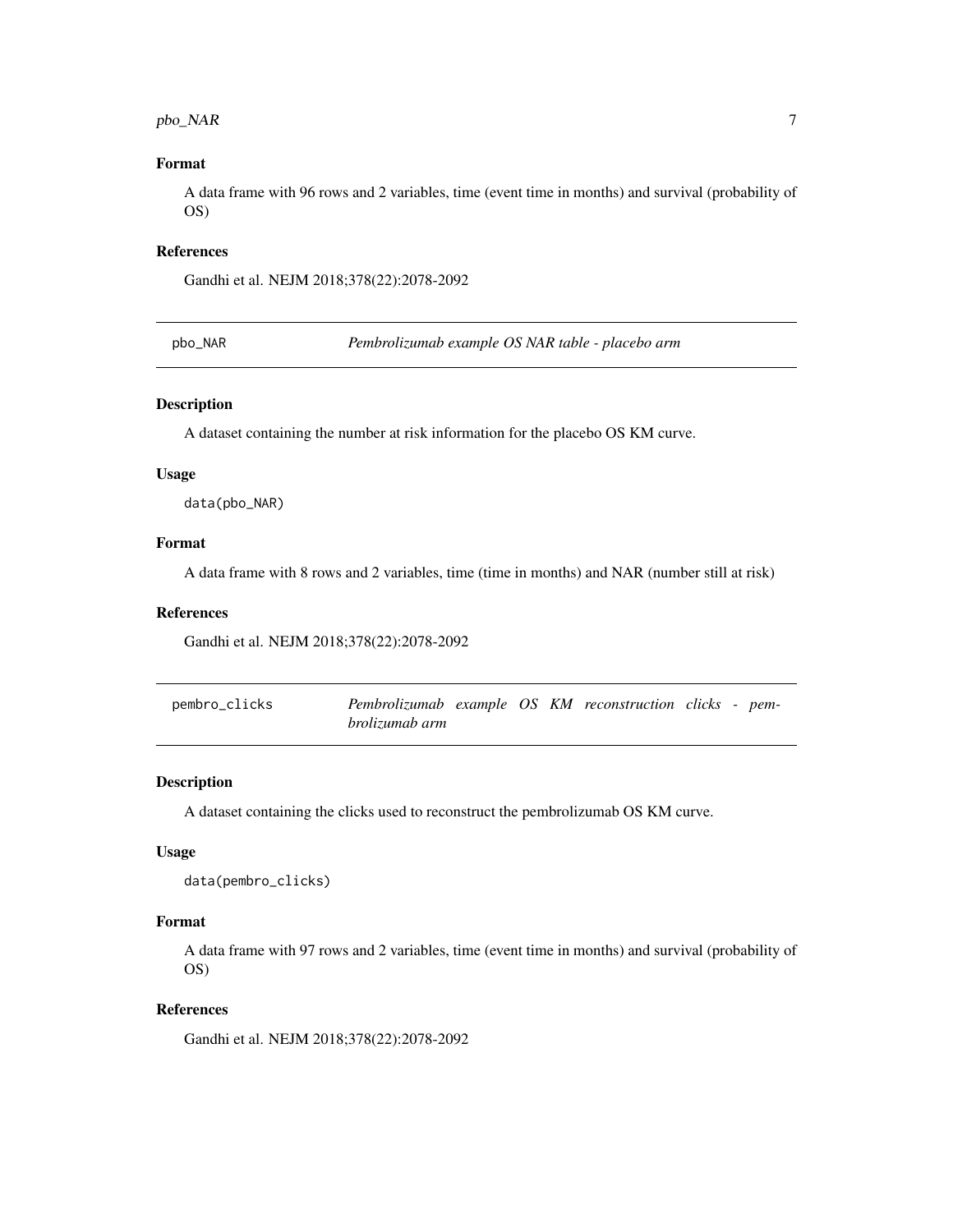### Format

A data frame with 96 rows and 2 variables, time (event time in months) and survival (probability of OS)

### References

Gandhi et al. NEJM 2018;378(22):2078-2092

## pbo_NAR — *Pembrolizumab example OS NAR table - placebo arm*

### Description

A dataset containing the number at risk information for the placebo OS KM curve.

### Usage

```
data(pbo_NAR)
```

### Format

A data frame with 8 rows and 2 variables, time (time in months) and NAR (number still at risk)

### References

Gandhi et al. NEJM 2018;378(22):2078-2092

## pembro_clicks — *Pembrolizumab example OS KM reconstruction clicks - pembrolizumab arm*

### Description

A dataset containing the clicks used to reconstruct the pembrolizumab OS KM curve.

### Usage

```
data(pembro_clicks)
```

### Format

A data frame with 97 rows and 2 variables, time (event time in months) and survival (probability of OS)

### References

Gandhi et al. NEJM 2018;378(22):2078-2092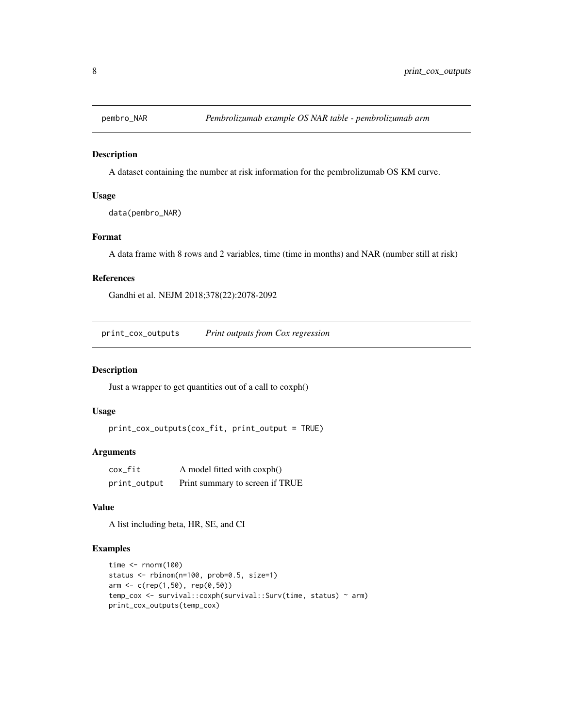## pembro_NAR — *Pembrolizumab example OS NAR table - pembrolizumab arm*

### Description

A dataset containing the number at risk information for the pembrolizumab OS KM curve.

### Usage

```
data(pembro_NAR)
```

### Format

A data frame with 8 rows and 2 variables, time (time in months) and NAR (number still at risk)

### References

Gandhi et al. NEJM 2018;378(22):2078-2092

## print_cox_outputs — *Print outputs from Cox regression*

### Description

Just a wrapper to get quantities out of a call to coxph()

### Usage

```
print_cox_outputs(cox_fit, print_output = TRUE)
```

### Arguments

| | |
|---|---|
| cox_fit | A model fitted with coxph() |
| print_output | Print summary to screen if TRUE |

### Value

A list including beta, HR, SE, and CI

### Examples

```
time <- rnorm(100)
status <- rbinom(n=100, prob=0.5, size=1)
arm <- c(rep(1,50), rep(0,50))
temp_cox <- survival::coxph(survival::Surv(time, status) ~ arm)
print_cox_outputs(temp_cox)
```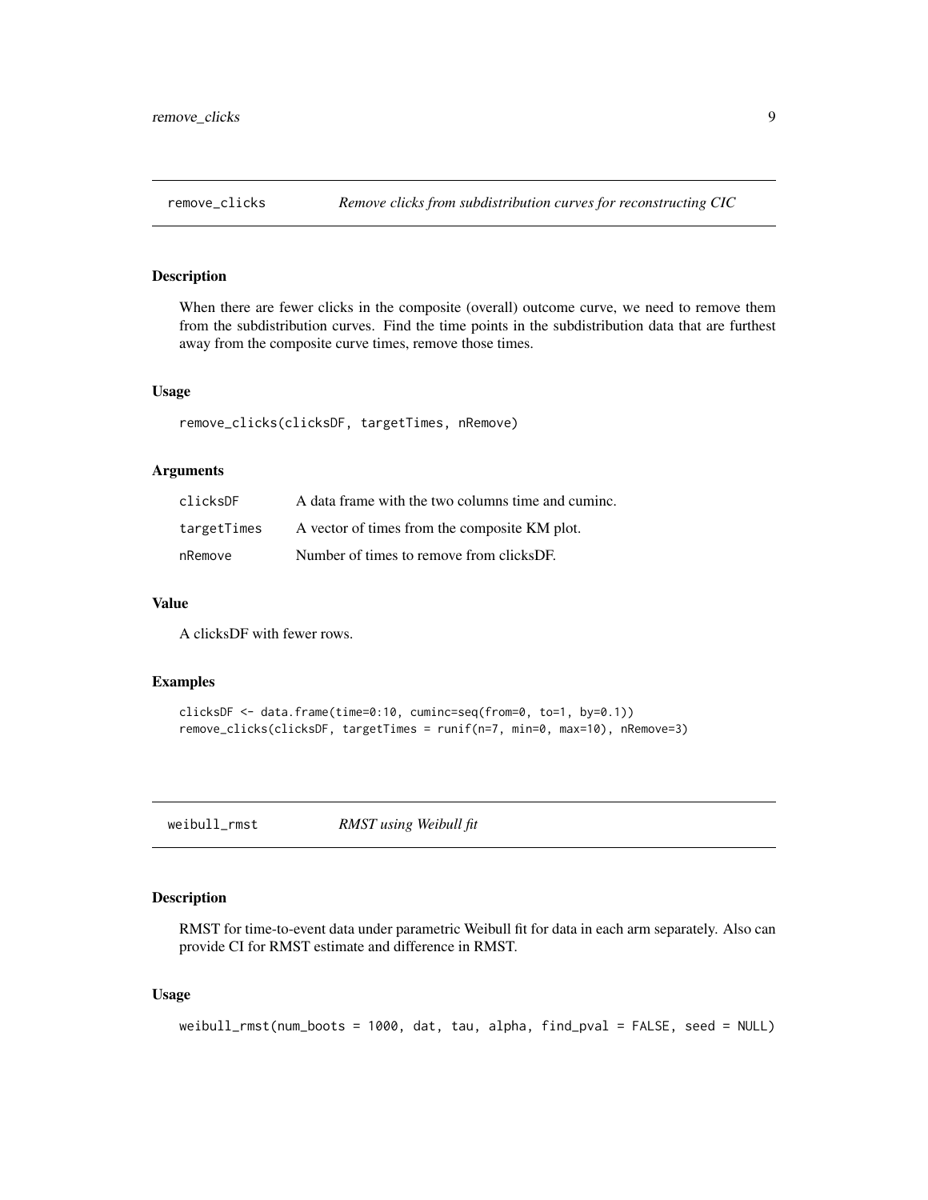## remove_clicks *Remove clicks from subdistribution curves for reconstructing CIC*

### Description

When there are fewer clicks in the composite (overall) outcome curve, we need to remove them from the subdistribution curves. Find the time points in the subdistribution data that are furthest away from the composite curve times, remove those times.

### Usage

```
remove_clicks(clicksDF, targetTimes, nRemove)
```

### Arguments

| | |
|---|---|
| clicksDF | A data frame with the two columns time and cuminc. |
| targetTimes | A vector of times from the composite KM plot. |
| nRemove | Number of times to remove from clicksDF. |

### Value

A clicksDF with fewer rows.

### Examples

```
clicksDF <- data.frame(time=0:10, cuminc=seq(from=0, to=1, by=0.1))
remove_clicks(clicksDF, targetTimes = runif(n=7, min=0, max=10), nRemove=3)
```

## weibull_rmst *RMST using Weibull fit*

### Description

RMST for time-to-event data under parametric Weibull fit for data in each arm separately. Also can provide CI for RMST estimate and difference in RMST.

### Usage

```
weibull_rmst(num_boots = 1000, dat, tau, alpha, find_pval = FALSE, seed = NULL)
```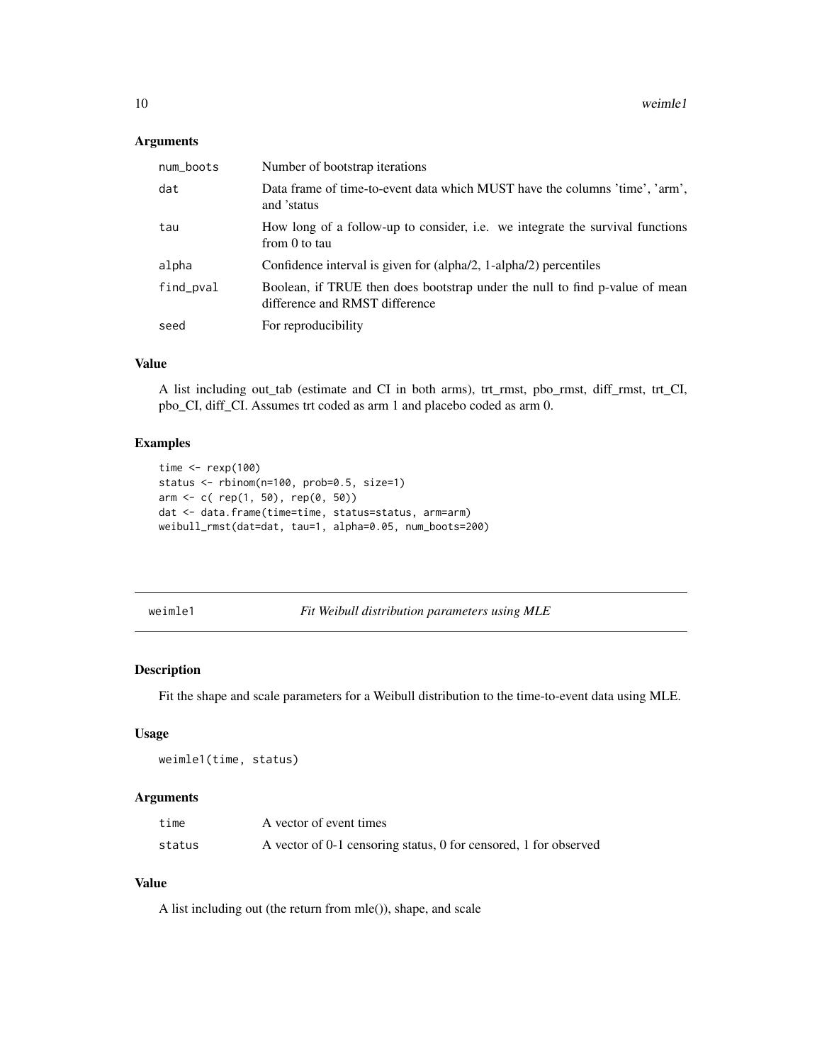### Arguments

| | |
|---|---|
| num_boots | Number of bootstrap iterations |
| dat | Data frame of time-to-event data which MUST have the columns 'time', 'arm', and 'status |
| tau | How long of a follow-up to consider, i.e. we integrate the survival functions from 0 to tau |
| alpha | Confidence interval is given for (alpha/2, 1-alpha/2) percentiles |
| find_pval | Boolean, if TRUE then does bootstrap under the null to find p-value of mean difference and RMST difference |
| seed | For reproducibility |

### Value

A list including out_tab (estimate and CI in both arms), trt_rmst, pbo_rmst, diff_rmst, trt_CI, pbo_CI, diff_CI. Assumes trt coded as arm 1 and placebo coded as arm 0.

### Examples

```
time <- rexp(100)
status <- rbinom(n=100, prob=0.5, size=1)
arm <- c( rep(1, 50), rep(0, 50))
dat <- data.frame(time=time, status=status, arm=arm)
weibull_rmst(dat=dat, tau=1, alpha=0.05, num_boots=200)
```

---

## weimle1 — *Fit Weibull distribution parameters using MLE*

### Description

Fit the shape and scale parameters for a Weibull distribution to the time-to-event data using MLE.

### Usage

```
weimle1(time, status)
```

### Arguments

| | |
|---|---|
| time | A vector of event times |
| status | A vector of 0-1 censoring status, 0 for censored, 1 for observed |

### Value

A list including out (the return from mle()), shape, and scale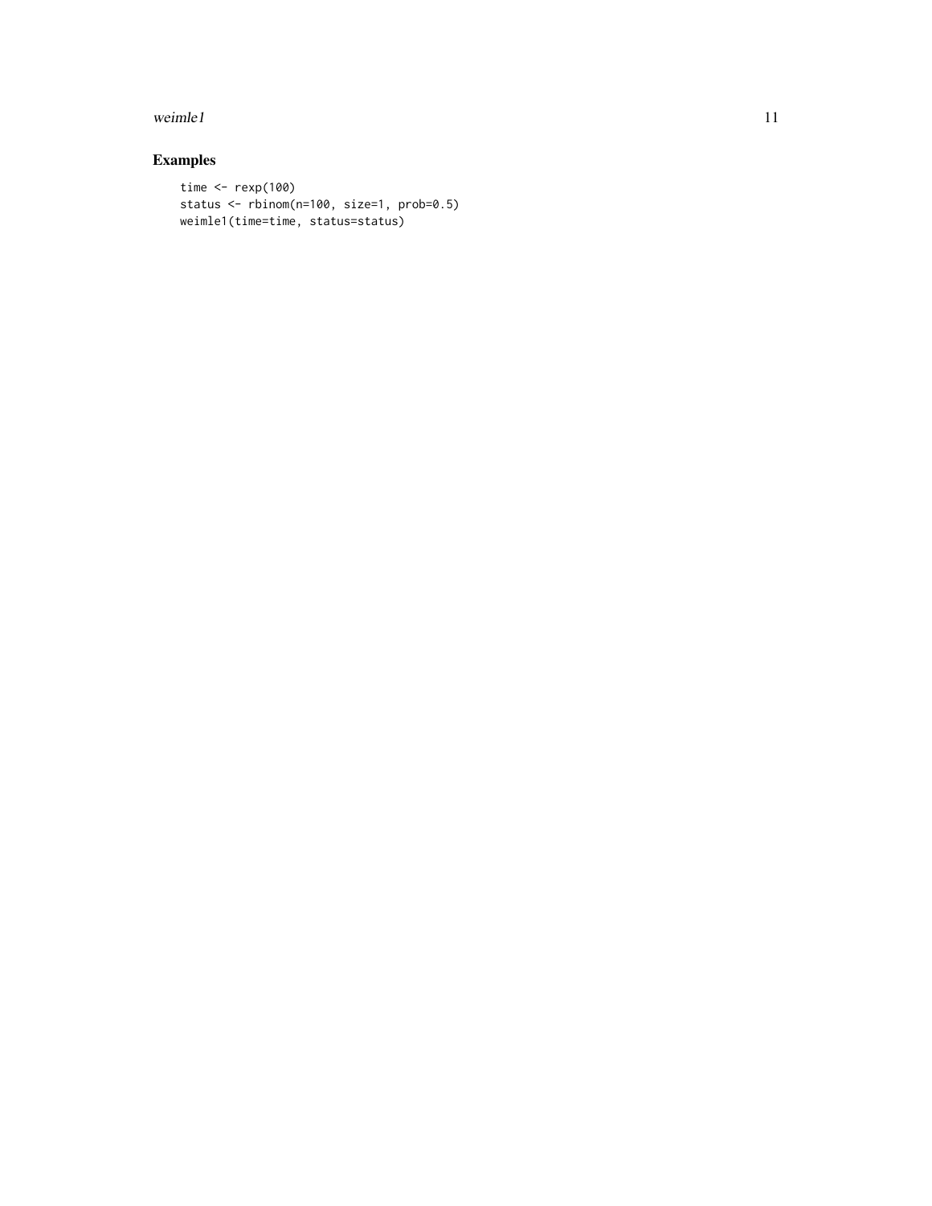## Examples

```
time <- rexp(100)
status <- rbinom(n=100, size=1, prob=0.5)
weimle1(time=time, status=status)
```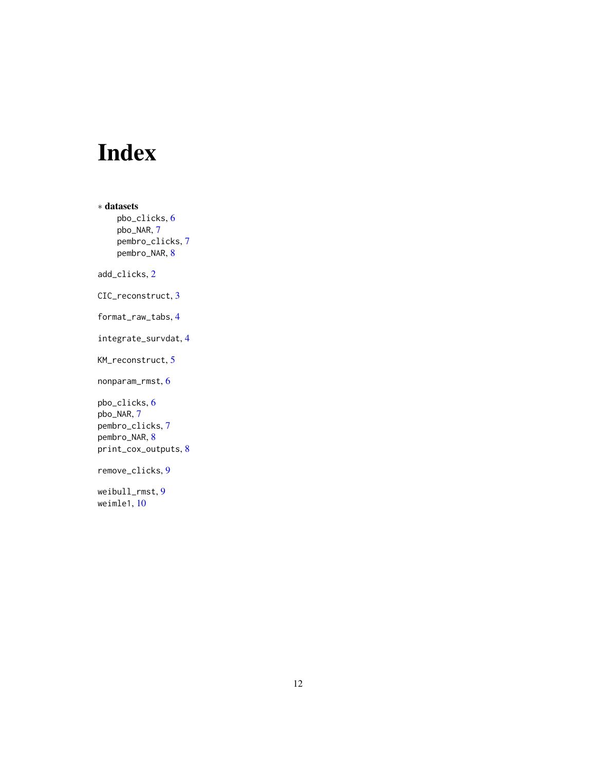# Index

∗ **datasets**

pbo_clicks, 6
pbo_NAR, 7
pembro_clicks, 7
pembro_NAR, 8

add_clicks, 2

CIC_reconstruct, 3

format_raw_tabs, 4

integrate_survdat, 4

KM_reconstruct, 5

nonparam_rmst, 6

pbo_clicks, 6
pbo_NAR, 7
pembro_clicks, 7
pembro_NAR, 8
print_cox_outputs, 8

remove_clicks, 9

weibull_rmst, 9
weimle1, 10